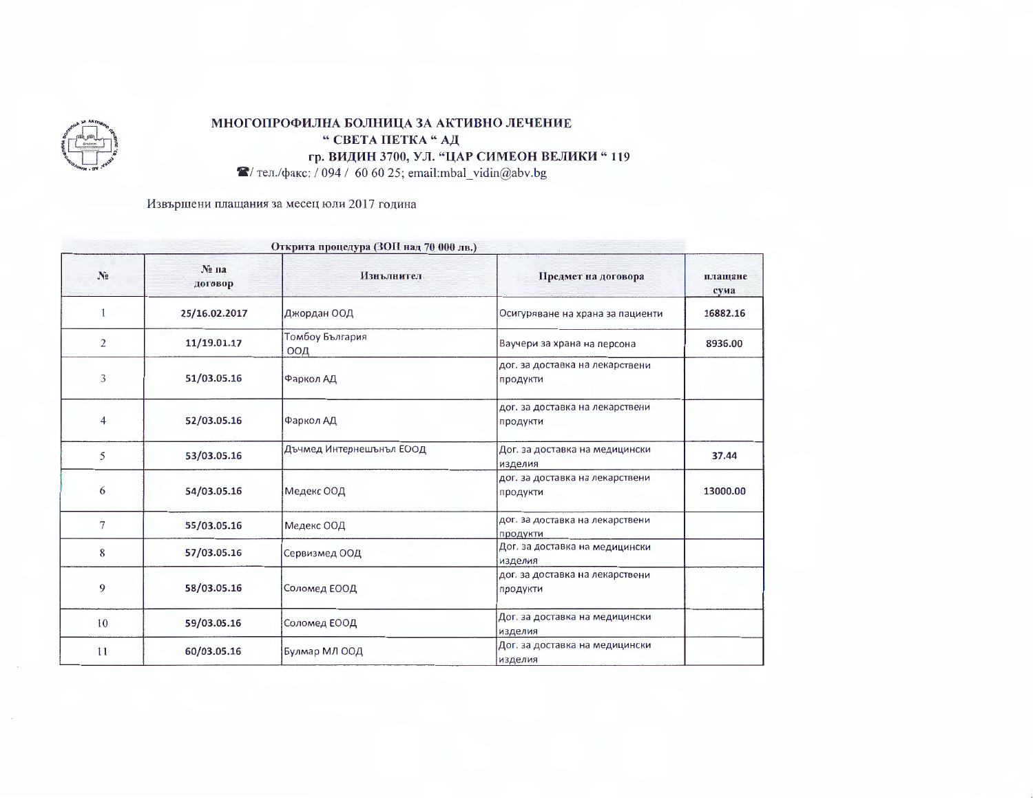# МНОГОПРОФИЛНА БОЛНИЦА ЗА АКТИВНО ЛЕЧЕНИЕ
## " СВЕТА ПЕТКА " АД
### гр. ВИДИН 3700, УЛ. "ЦАР СИМЕОН ВЕЛИКИ " 119

тел./факс: / 094 / 60 60 25; email:mbal_vidin@abv.bg

Извършени плащания за месец юли 2017 година

| Открита процедура (ЗОП над 70 000 лв.) | | | | |
|---|---|---|---|---|
| № | № на договор | Изпълнител | Предмет на договора | плащане сума |
| 1 | 25/16.02.2017 | Джордан ООД | Осигуряване на храна за пациенти | 16882.16 |
| 2 | 11/19.01.17 | Томбоу България ООД | Ваучери за храна на персона | 8936.00 |
| 3 | 51/03.05.16 | Фаркол АД | дог. за доставка на лекарствени продукти | |
| 4 | 52/03.05.16 | Фаркол АД | дог. за доставка на лекарствени продукти | |
| 5 | 53/03.05.16 | Дъчмед Интернешънъл ЕООД | Дог. за доставка на медицински изделия | 37.44 |
| 6 | 54/03.05.16 | Медекс ООД | дог. за доставка на лекарствени продукти | 13000.00 |
| 7 | 55/03.05.16 | Медекс ООД | дог. за доставка на лекарствени продукти | |
| 8 | 57/03.05.16 | Сервизмед ООД | Дог. за доставка на медицински изделия | |
| 9 | 58/03.05.16 | Соломед ЕООД | дог. за доставка на лекарствени продукти | |
| 10 | 59/03.05.16 | Соломед ЕООД | Дог. за доставка на медицински изделия | |
| 11 | 60/03.05.16 | Булмар МЛ ООД | Дог. за доставка на медицински изделия | |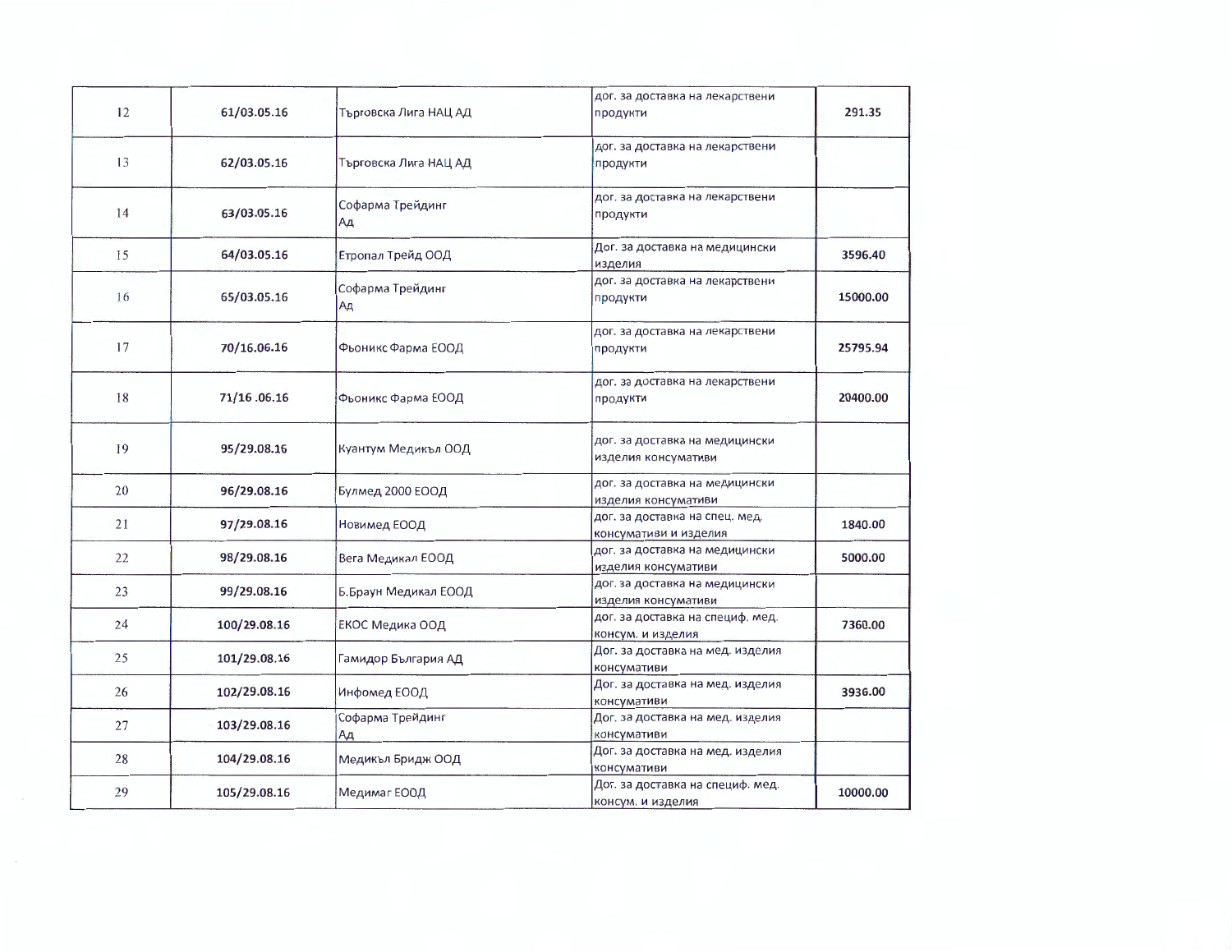| | | | | |
|---|---|---|---|---|
| 12 | 61/03.05.16 | Търговска Лига НАЦ АД | дог. за доставка на лекарствени продукти | 291.35 |
| 13 | 62/03.05.16 | Търговска Лига НАЦ АД | дог. за доставка на лекарствени продукти | |
| 14 | 63/03.05.16 | Софарма Трейдинг Ад | дог. за доставка на лекарствени продукти | |
| 15 | 64/03.05.16 | Етропал Трейд ООД | Дог. за доставка на медицински изделия | 3596.40 |
| 16 | 65/03.05.16 | Софарма Трейдинг Ад | дог. за доставка на лекарствени продукти | 15000.00 |
| 17 | 70/16.06.16 | Фьоникс Фарма ЕООД | дог. за доставка на лекарствени продукти | 25795.94 |
| 18 | 71/16 .06.16 | Фьоникс Фарма ЕООД | дог. за доставка на лекарствени продукти | 20400.00 |
| 19 | 95/29.08.16 | Куантум Медикъл ООД | дог. за доставка на медицински изделия консумативи | |
| 20 | 96/29.08.16 | Булмед 2000 ЕООД | дог. за доставка на медицински изделия консумативи | |
| 21 | 97/29.08.16 | Новимед ЕООД | дог. за доставка на спец. мед. консумативи и изделия | 1840.00 |
| 22 | 98/29.08.16 | Вега Медикал ЕООД | дог. за доставка на медицински изделия консумативи | 5000.00 |
| 23 | 99/29.08.16 | Б.Браун Медикал ЕООД | дог. за доставка на медицински изделия консумативи | |
| 24 | 100/29.08.16 | ЕКОС Медика ООД | дог. за доставка на специф. мед. консум. и изделия | 7360.00 |
| 25 | 101/29.08.16 | Гамидор България АД | Дог. за доставка на мед. изделия консумативи | |
| 26 | 102/29.08.16 | Инфомед ЕООД | Дог. за доставка на мед. изделия консумативи | 3936.00 |
| 27 | 103/29.08.16 | Софарма Трейдинг Ад | Дог. за доставка на мед. изделия консумативи | |
| 28 | 104/29.08.16 | Медикъл Бридж ООД | Дог. за доставка на мед. изделия консумативи | |
| 29 | 105/29.08.16 | Медимаг ЕООД | Дог. за доставка на специф. мед. консум. и изделия | 10000.00 |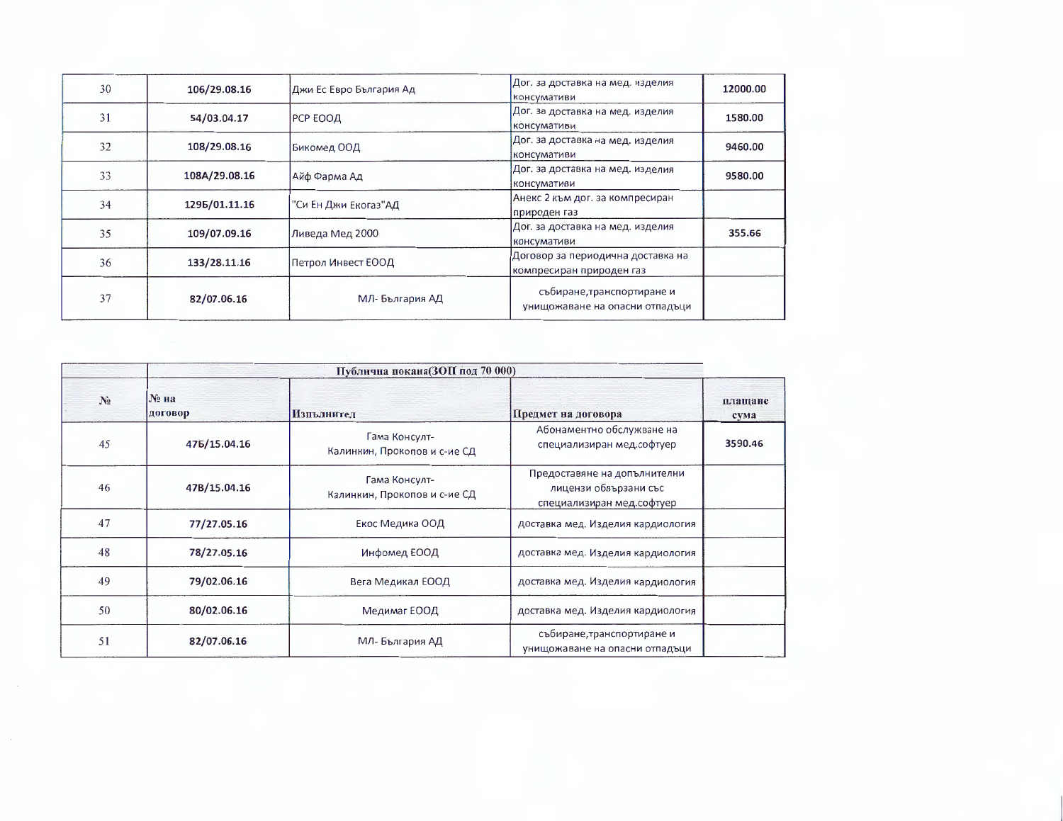| 30 | 106/29.08.16 | Джи Ес Евро България Ад | Дог. за доставка на мед. изделия консумативи | 12000.00 |
|---|---|---|---|---|
| 31 | 54/03.04.17 | РСР ЕООД | Дог. за доставка на мед. изделия консумативи | 1580.00 |
| 32 | 108/29.08.16 | Бикомед ООД | Дог. за доставка на мед. изделия консумативи | 9460.00 |
| 33 | 108А/29.08.16 | Айф Фарма Ад | Дог. за доставка на мед. изделия консумативи | 9580.00 |
| 34 | 129Б/01.11.16 | "Си Ен Джи Екогаз"АД | Анекс 2 към дог. за компресиран природен газ | |
| 35 | 109/07.09.16 | Ливеда Мед 2000 | Дог. за доставка на мед. изделия консумативи | 355.66 |
| 36 | 133/28.11.16 | Петрол Инвест ЕООД | Договор за периодична доставка на компресиран природен газ | |
| 37 | 82/07.06.16 | МЛ- България АД | събиране,транспортиране и унищожаване на опасни отпадъци | |

| | Публична покана(ЗОП под 70 000) | | | |
|---|---|---|---|---|
| № | № на договор | Изпълнител | Предмет на договора | плащане сума |
| 45 | 47Б/15.04.16 | Гама Консулт-Калинкин, Прокопов и с-ие СД | Абонаментно обслужване на специализиран мед.софтуер | 3590.46 |
| 46 | 47В/15.04.16 | Гама Консулт-Калинкин, Прокопов и с-ие СД | Предоставяне на допълнителни лицензи обвързани със специализиран мед.софтуер | |
| 47 | 77/27.05.16 | Екос Медика ООД | доставка мед. Изделия кардиология | |
| 48 | 78/27.05.16 | Инфомед ЕООД | доставка мед. Изделия кардиология | |
| 49 | 79/02.06.16 | Вега Медикал ЕООД | доставка мед. Изделия кардиология | |
| 50 | 80/02.06.16 | Медимаг ЕООД | доставка мед. Изделия кардиология | |
| 51 | 82/07.06.16 | МЛ- България АД | събиране,транспортиране и унищожаване на опасни отпадъци | |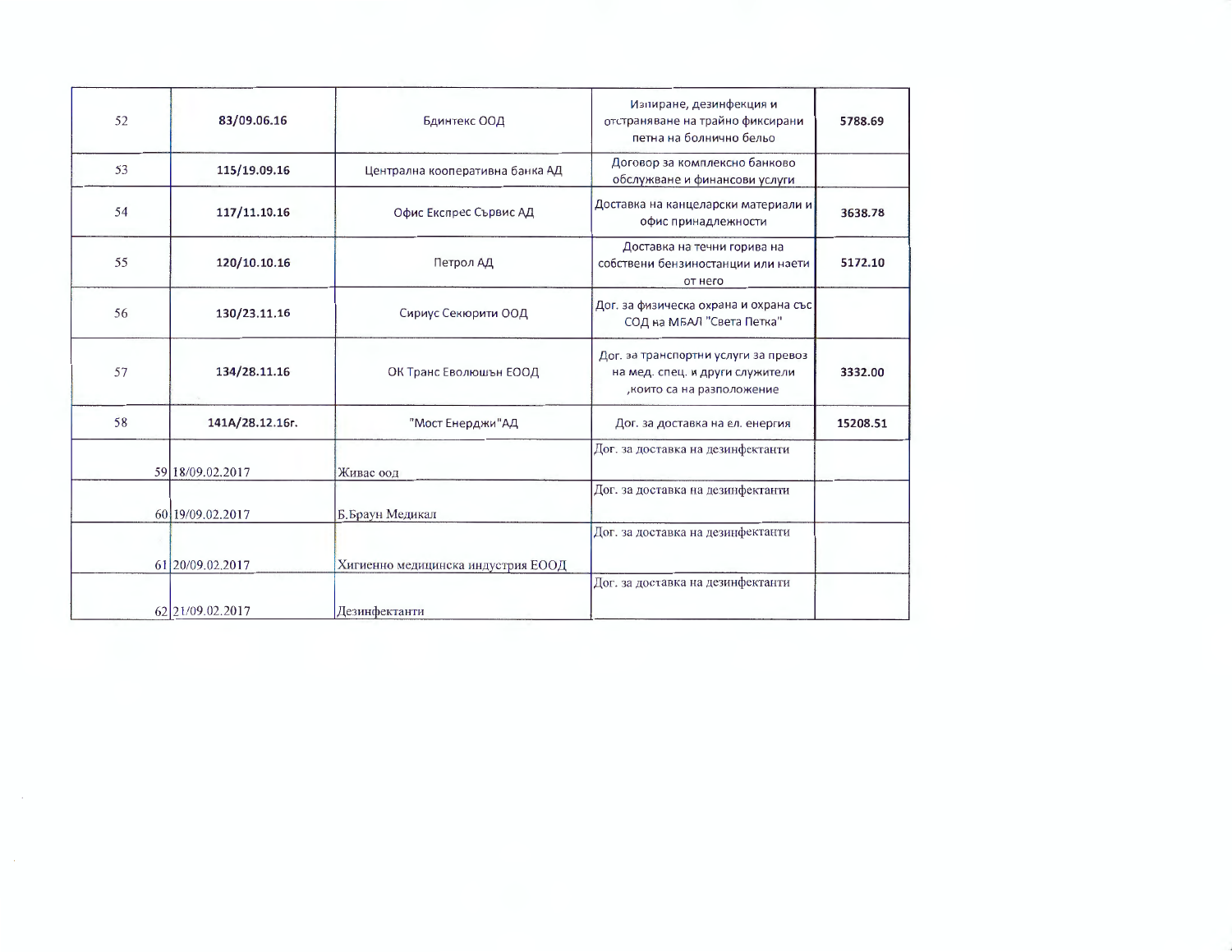| | | | | |
|---|---|---|---|---|
| 52 | 83/09.06.16 | Бдинтекс ООД | Изпиране, дезинфекция и отстраняване на трайно фиксирани петна на болнично бельо | 5788.69 |
| 53 | 115/19.09.16 | Централна кооперативна банка АД | Договор за комплексно банково обслужване и финансови услуги | |
| 54 | 117/11.10.16 | Офис Експрес Сървис АД | Доставка на канцеларски материали и офис принадлежности | 3638.78 |
| 55 | 120/10.10.16 | Петрол АД | Доставка на течни горива на собствени бензиностанции или наети от него | 5172.10 |
| 56 | 130/23.11.16 | Сириус Секюрити ООД | Дог. за физическа охрана и охрана със СОД на МБАЛ "Света Петка" | |
| 57 | 134/28.11.16 | ОК Транс Еволюшън ЕООД | Дог. за транспортни услуги за превоз на мед. спец. и други служители ,които са на разположение | 3332.00 |
| 58 | 141А/28.12.16г. | "Мост Енерджи"АД | Дог. за доставка на ел. енергия | 15208.51 |
| 59 | 18/09.02.2017 | Живас оод | Дог. за доставка на дезинфектанти | |
| 60 | 19/09.02.2017 | Б.Браун Медикал | Дог. за доставка на дезинфектанти | |
| 61 | 20/09.02.2017 | Хигиенно медицинска индустрия ЕООД | Дог. за доставка на дезинфектанти | |
| 62 | 21/09.02.2017 | Дезинфектанти | Дог. за доставка на дезинфектанти | |